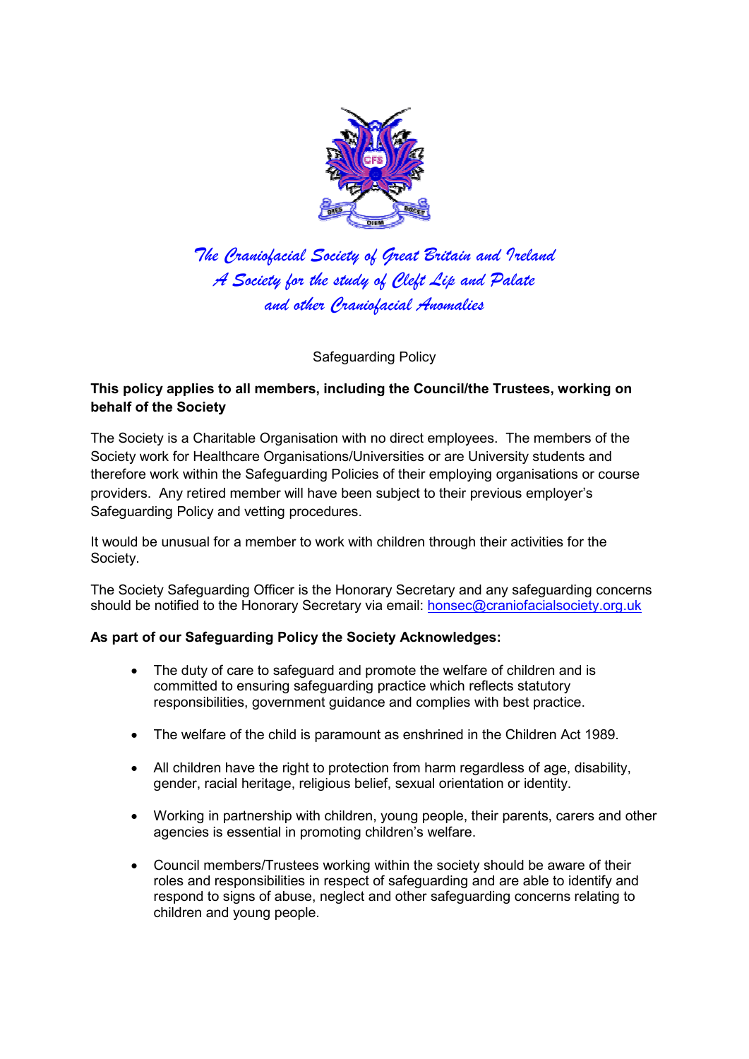*The Craniofacial Society of Great Britain and Ireland*
*A Society for the study of Cleft Lip and Palate*
*and other Craniofacial Anomalies*

Safeguarding Policy

**This policy applies to all members, including the Council/the Trustees, working on behalf of the Society**

The Society is a Charitable Organisation with no direct employees. The members of the Society work for Healthcare Organisations/Universities or are University students and therefore work within the Safeguarding Policies of their employing organisations or course providers. Any retired member will have been subject to their previous employer's Safeguarding Policy and vetting procedures.

It would be unusual for a member to work with children through their activities for the Society.

The Society Safeguarding Officer is the Honorary Secretary and any safeguarding concerns should be notified to the Honorary Secretary via email: honsec@craniofacialsociety.org.uk

**As part of our Safeguarding Policy the Society Acknowledges:**

- The duty of care to safeguard and promote the welfare of children and is committed to ensuring safeguarding practice which reflects statutory responsibilities, government guidance and complies with best practice.
- The welfare of the child is paramount as enshrined in the Children Act 1989.
- All children have the right to protection from harm regardless of age, disability, gender, racial heritage, religious belief, sexual orientation or identity.
- Working in partnership with children, young people, their parents, carers and other agencies is essential in promoting children's welfare.
- Council members/Trustees working within the society should be aware of their roles and responsibilities in respect of safeguarding and are able to identify and respond to signs of abuse, neglect and other safeguarding concerns relating to children and young people.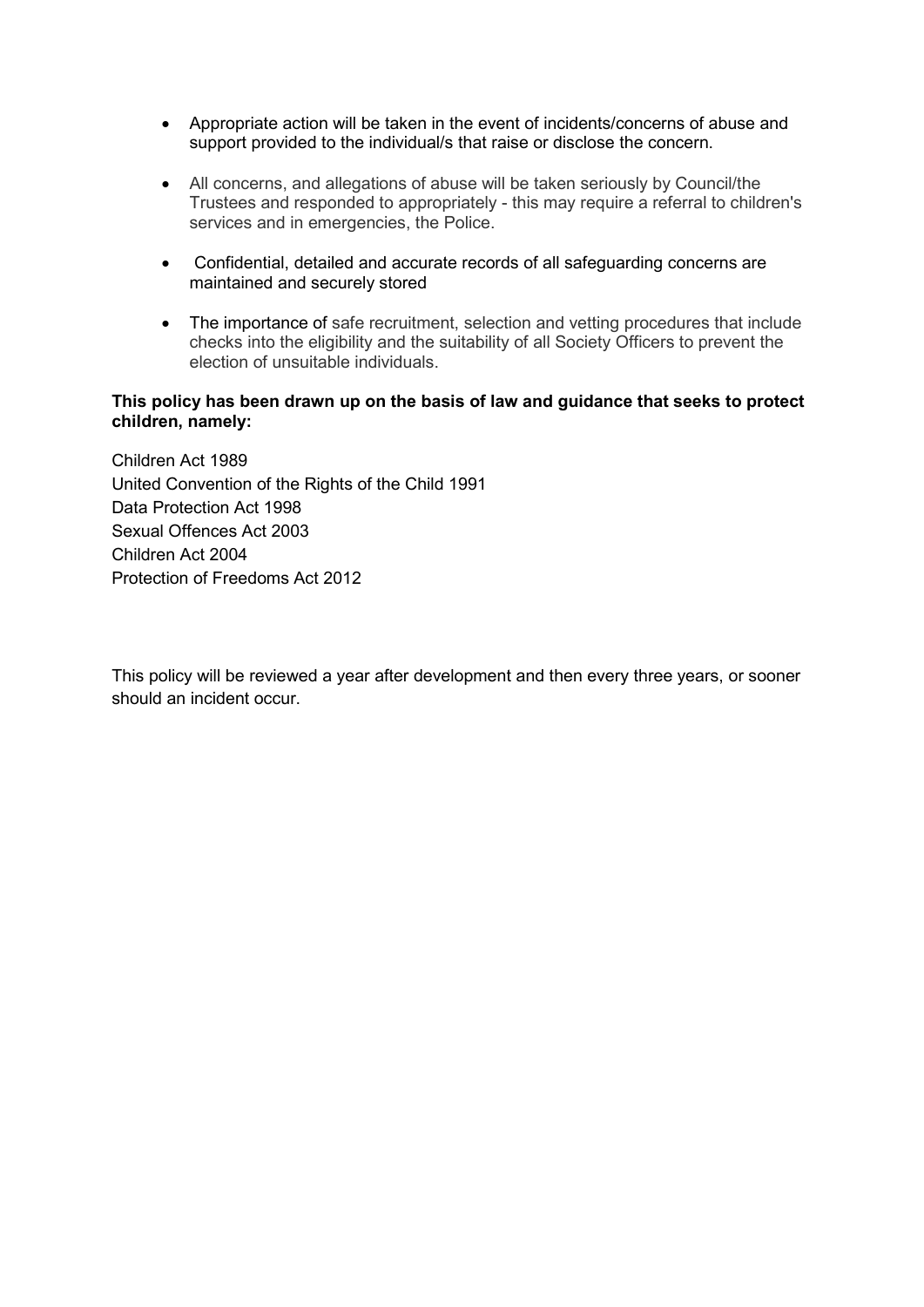- Appropriate action will be taken in the event of incidents/concerns of abuse and support provided to the individual/s that raise or disclose the concern.
- All concerns, and allegations of abuse will be taken seriously by Council/the Trustees and responded to appropriately - this may require a referral to children's services and in emergencies, the Police.
- Confidential, detailed and accurate records of all safeguarding concerns are maintained and securely stored
- The importance of safe recruitment, selection and vetting procedures that include checks into the eligibility and the suitability of all Society Officers to prevent the election of unsuitable individuals.

**This policy has been drawn up on the basis of law and guidance that seeks to protect children, namely:**

Children Act 1989
United Convention of the Rights of the Child 1991
Data Protection Act 1998
Sexual Offences Act 2003
Children Act 2004
Protection of Freedoms Act 2012

This policy will be reviewed a year after development and then every three years, or sooner should an incident occur.